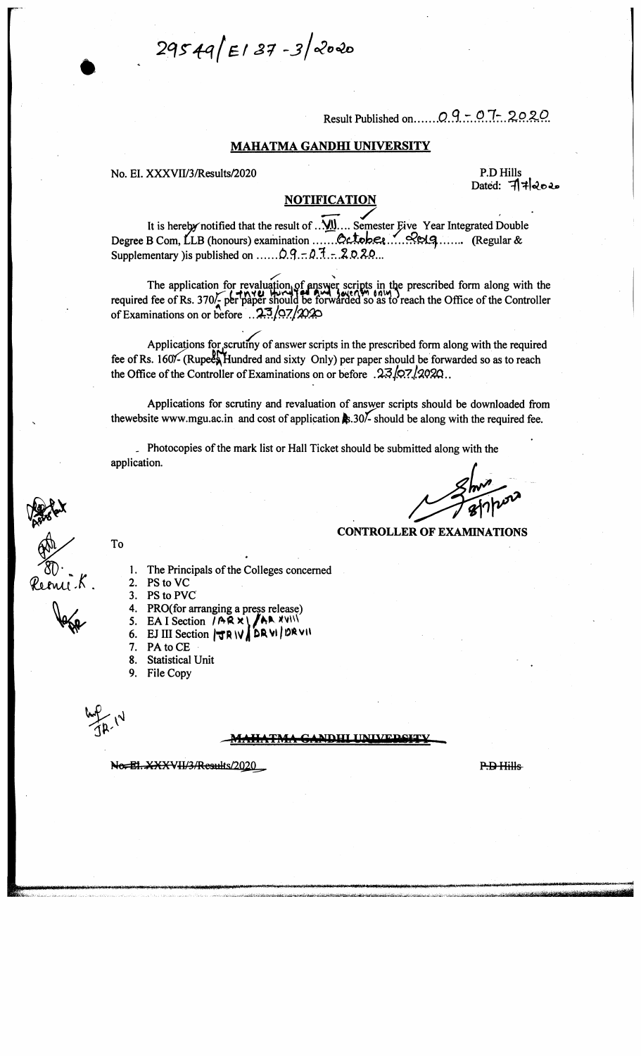29549/EI 37-3/2020

Result Published on.......09-07-2020

## MAHATMA GANDHI UNIVERSITY

No. EI. XXXVII/3/Results/2020

P.D Hills
Dated: 7/7/2020

### NOTIFICATION

It is hereby notified that the result of ..VII.... Semester Five Year Integrated Double Degree B Com, LLB (honours) examination ......October....2019....... (Regular & Supplementary )is published on ......09-07-2020...

The application for revaluation of answer scripts in the prescribed form along with the required fee of Rs. 370/- (Three Hundred and Seventy only) per paper should be forwarded so as to reach the Office of the Controller of Examinations on or before ..23/07/2020

Applications for scrutiny of answer scripts in the prescribed form along with the required fee of Rs. 160/- (Rupees One Hundred and sixty Only) per paper should be forwarded so as to reach the Office of the Controller of Examinations on or before .23/07/2020..

Applications for scrutiny and revaluation of answer scripts should be downloaded from thewebsite www.mgu.ac.in and cost of application Rs.30/- should be along with the required fee.

Photocopies of the mark list or Hall Ticket should be submitted along with the application.

8/7/2020

**CONTROLLER OF EXAMINATIONS**

To

1. The Principals of the Colleges concerned
2. PS to VC
3. PS to PVC
4. PRO(for arranging a press release)
5. EA I Section /AR XI /AR XVIII
6. EJ III Section /JR IV / DR VI / DR VII
7. PA to CE
8. Statistical Unit
9. File Copy

Remi.K.

JR-IV

~~MAHATMA GANDHI UNIVERSITY~~

~~No. EI. XXXVII/3/Results/2020~~

~~P.D Hills~~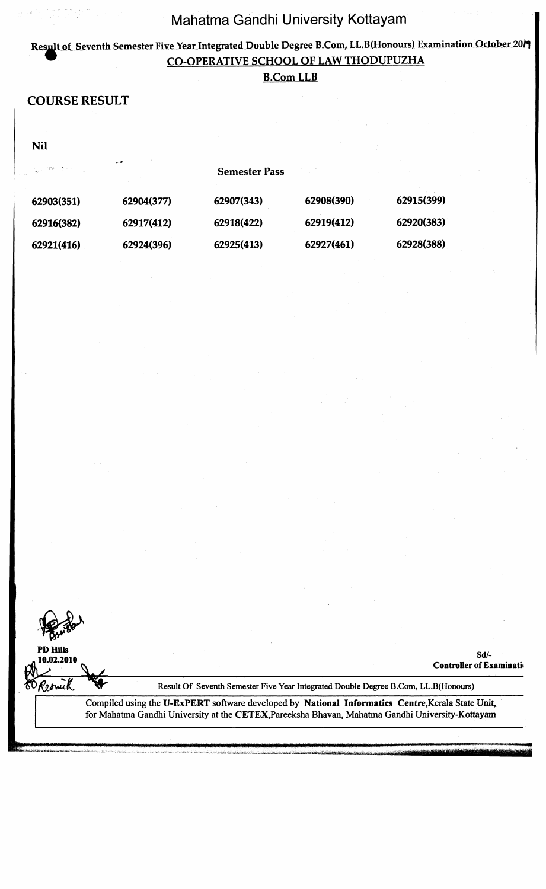# Mahatma Gandhi University Kottayam

**Result of Seventh Semester Five Year Integrated Double Degree B.Com, LL.B(Honours) Examination October 2019**

**CO-OPERATIVE SCHOOL OF LAW THODUPUZHA**

**B.Com LLB**

## COURSE RESULT

**Nil**

**Semester Pass**

| | | | | |
|---|---|---|---|---|
| **62903(351)** | **62904(377)** | **62907(343)** | **62908(390)** | **62915(399)** |
| **62916(382)** | **62917(412)** | **62918(422)** | **62919(412)** | **62920(383)** |
| **62921(416)** | **62924(396)** | **62925(413)** | **62927(461)** | **62928(388)** |

**PD Hills**
**10.02.2010**

SO Remark

**Sd/-**
**Controller of Examinations**

Result Of Seventh Semester Five Year Integrated Double Degree B.Com, LL.B(Honours)

Compiled using the **U-ExPERT** software developed by **National Informatics Centre**,Kerala State Unit, for Mahatma Gandhi University at the **CETEX**,Pareeksha Bhavan, Mahatma Gandhi University-Kottayam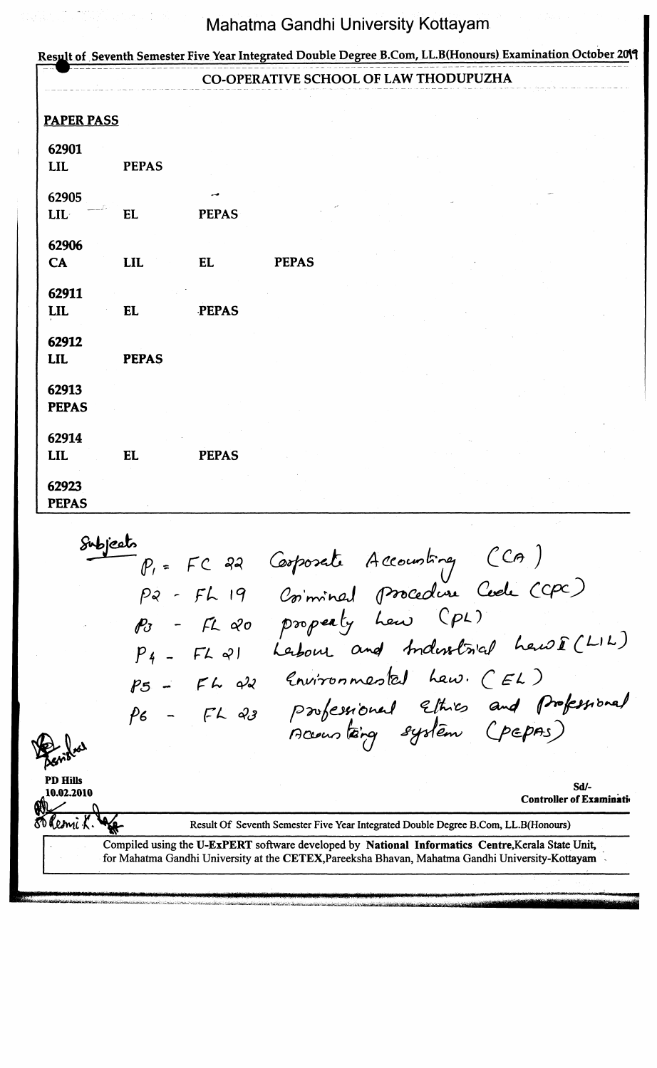# Mahatma Gandhi University Kottayam

**Result of Seventh Semester Five Year Integrated Double Degree B.Com, LL.B(Honours) Examination October 2019**

**CO-OPERATIVE SCHOOL OF LAW THODUPUZHA**

**PAPER PASS**

**62901**
**LIL** **PEPAS**

**62905**
**LIL** **EL** **PEPAS**

**62906**
**CA** **LIL** **EL** **PEPAS**

**62911**
**LIL** **EL** **PEPAS**

**62912**
**LIL** **PEPAS**

**62913**
**PEPAS**

**62914**
**LIL** **EL** **PEPAS**

**62923**
**PEPAS**

Subjects
- P1 = FC 22 Corporate Accounting (CA)
- P2 - FL 19 Criminal Procedure Code (CPC)
- P3 - FL 20 property Law (PL)
- P4 - FL 21 Labour and Industrial Law I (LIL)
- P5 - FL 22 Environmental Law. (EL)
- P6 - FL 23 professional Ethics and Professional Accounting system (PEPAS)

PD Hills
10.02.2010

Sd/-
Controller of Examinations

Result Of Seventh Semester Five Year Integrated Double Degree B.Com, LL.B(Honours)

Compiled using the **U-ExPERT** software developed by **National Informatics Centre**,Kerala State Unit, for Mahatma Gandhi University at the **CETEX**,Pareeksha Bhavan, Mahatma Gandhi University-Kottayam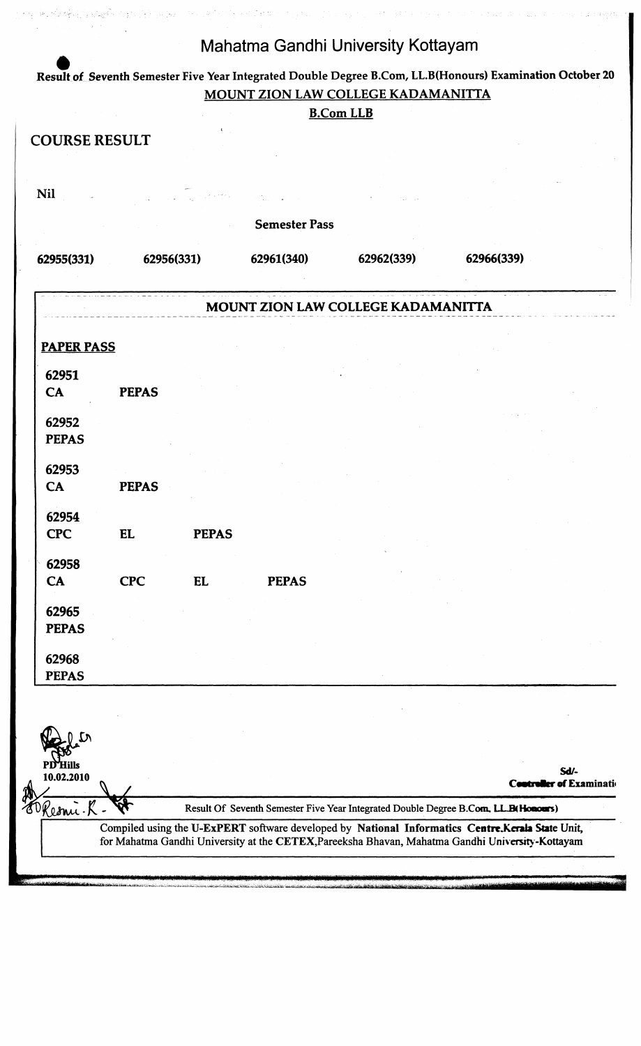# Mahatma Gandhi University Kottayam

**Result of Seventh Semester Five Year Integrated Double Degree B.Com, LL.B(Honours) Examination October 20**

**MOUNT ZION LAW COLLEGE KADAMANITTA**

**B.Com LLB**

## COURSE RESULT

**Nil**

**Semester Pass**

| 62955(331) | 62956(331) | 62961(340) | 62962(339) | 62966(339) |
|---|---|---|---|---|

**MOUNT ZION LAW COLLEGE KADAMANITTA**

**PAPER PASS**

**62951**
**CA** **PEPAS**

**62952**
**PEPAS**

**62953**
**CA** **PEPAS**

**62954**
**CPC** **EL** **PEPAS**

**62958**
**CA** **CPC** **EL** **PEPAS**

**62965**
**PEPAS**

**62968**
**PEPAS**

PD Hills
10.02.2010

Sd/-
Controller of Examinati

Result Of Seventh Semester Five Year Integrated Double Degree B.Com, LL.B(Honours)

Compiled using the U-ExPERT software developed by National Informatics Centre.Kerala State Unit, for Mahatma Gandhi University at the CETEX,Pareeksha Bhavan, Mahatma Gandhi University-Kottayam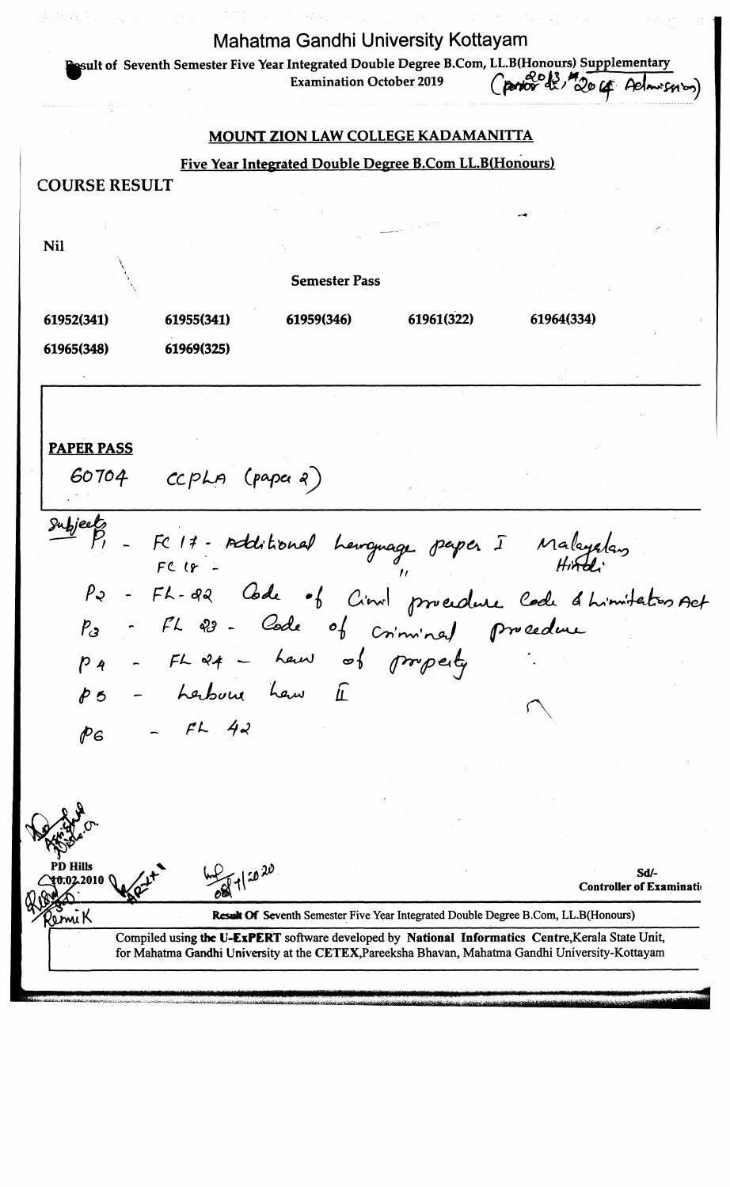# Mahatma Gandhi University Kottayam

Result of Seventh Semester Five Year Integrated Double Degree B.Com, LL.B(Honours) Supplementary Examination October 2019 (prior 2013, 2014 Admission)

## MOUNT ZION LAW COLLEGE KADAMANITTA

### Five Year Integrated Double Degree B.Com LL.B(Honours)

## COURSE RESULT

Nil

**Semester Pass**

| | | | | |
|---|---|---|---|---|
| **61952(341)** | **61955(341)** | **61959(346)** | **61961(322)** | **61964(334)** |
| **61965(348)** | **61969(325)** | | | |

**PAPER PASS**

60704 CCPLA (paper 2)

Subjects

P1 - FC 17 - Additional Language paper I Malayalam
FC 18 - " Hindi

P2 - FL-22 Code of Civil procedure Code & Limitation Act

P3 - FL 23 - Code of Criminal procedure

P4 - FL 24 - Law of property

P5 - Labour Law II

P6 - FL 42

PD Hills
10.02.2010

Remi K

Sd/-
Controller of Examinations

**Result Of** Seventh Semester Five Year Integrated Double Degree B.Com, LL.B(Honours)

Compiled using **the U-ExPERT** software developed by **National Informatics Centre**,Kerala State Unit, for Mahatma **Gandhi** University at the **CETEX**,Pareeksha Bhavan, Mahatma Gandhi University-Kottayam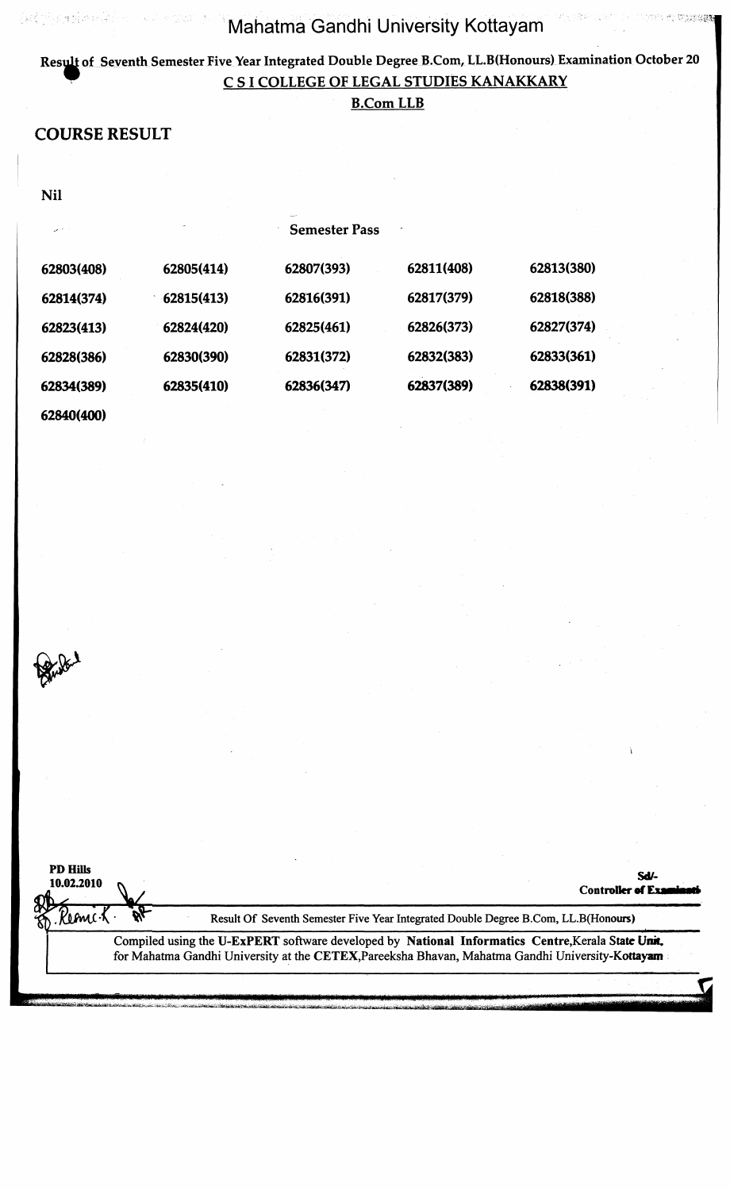# Mahatma Gandhi University Kottayam

**Result of Seventh Semester Five Year Integrated Double Degree B.Com, LL.B(Honours) Examination October 20**

**C S I COLLEGE OF LEGAL STUDIES KANAKKARY**

**B.Com LLB**

## COURSE RESULT

**Nil**

**Semester Pass**

| | | | | |
|---|---|---|---|---|
| **62803(408)** | **62805(414)** | **62807(393)** | **62811(408)** | **62813(380)** |
| **62814(374)** | **62815(413)** | **62816(391)** | **62817(379)** | **62818(388)** |
| **62823(413)** | **62824(420)** | **62825(461)** | **62826(373)** | **62827(374)** |
| **62828(386)** | **62830(390)** | **62831(372)** | **62832(383)** | **62833(361)** |
| **62834(389)** | **62835(410)** | **62836(347)** | **62837(389)** | **62838(391)** |
| **62840(400)** | | | | |

**PD Hills**
**10.02.2010**

**Sd/-**
**Controller of Examinations**

Result Of Seventh Semester Five Year Integrated Double Degree B.Com, LL.B(Honours)

Compiled using the **U-ExPERT** software developed by **National Informatics Centre**,Kerala State Unit, for Mahatma Gandhi University at the **CETEX**,Pareeksha Bhavan, Mahatma Gandhi University-Kottayam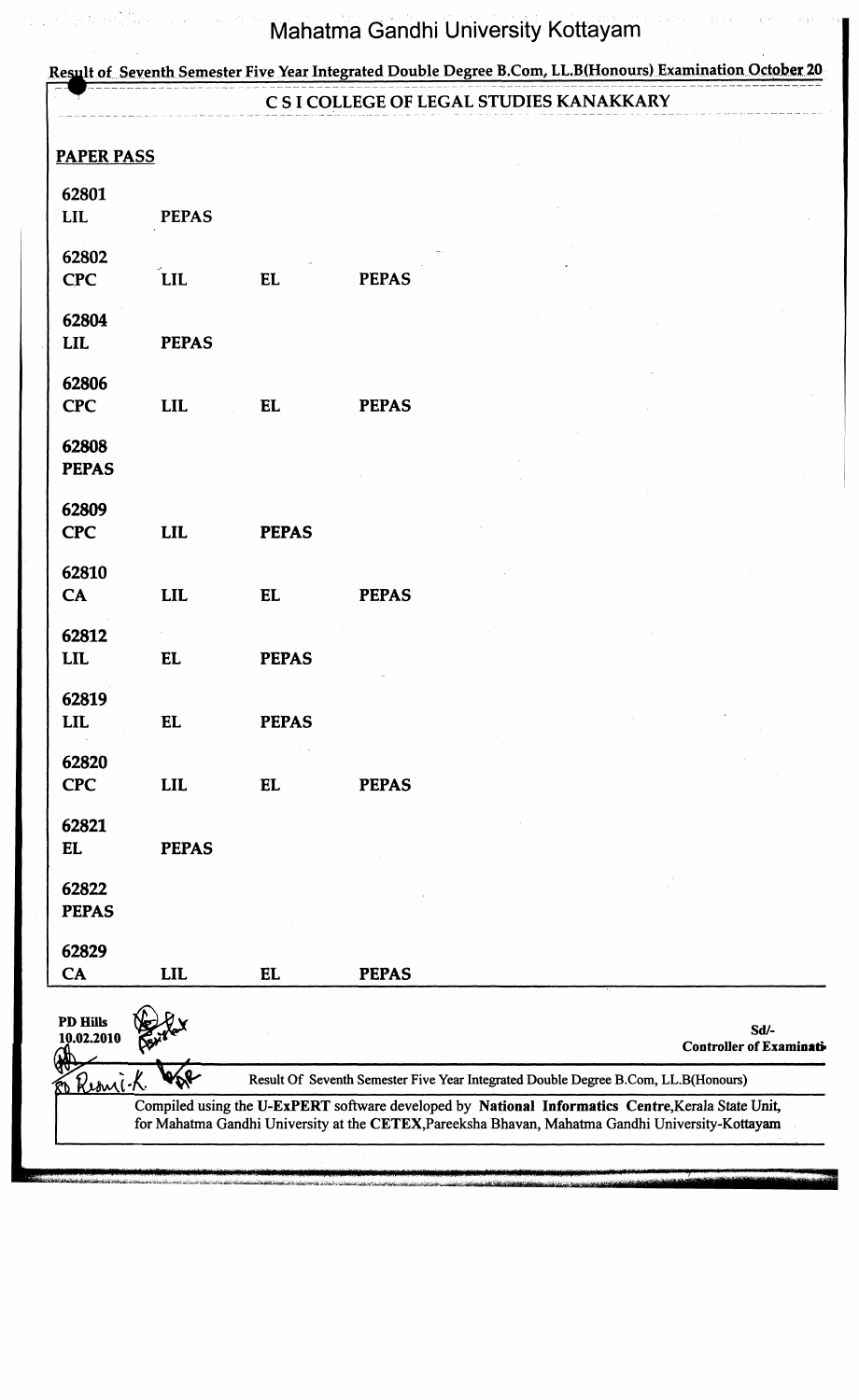# Mahatma Gandhi University Kottayam

**Result of Seventh Semester Five Year Integrated Double Degree B.Com, LL.B(Honours) Examination October 20**

**C S I COLLEGE OF LEGAL STUDIES KANAKKARY**

**PAPER PASS**

**62801**
**LIL** **PEPAS**

**62802**
**CPC** **LIL** **EL** **PEPAS**

**62804**
**LIL** **PEPAS**

**62806**
**CPC** **LIL** **EL** **PEPAS**

**62808**
**PEPAS**

**62809**
**CPC** **LIL** **PEPAS**

**62810**
**CA** **LIL** **EL** **PEPAS**

**62812**
**LIL** **EL** **PEPAS**

**62819**
**LIL** **EL** **PEPAS**

**62820**
**CPC** **LIL** **EL** **PEPAS**

**62821**
**EL** **PEPAS**

**62822**
**PEPAS**

**62829**
**CA** **LIL** **EL** **PEPAS**

**PD Hills**
**10.02.2010**

**Sd/-**
**Controller of Examinati**

Result Of Seventh Semester Five Year Integrated Double Degree B.Com, LL.B(Honours)

Compiled using the **U-ExPERT** software developed by **National Informatics Centre**,Kerala State Unit, for Mahatma Gandhi University at the **CETEX**,Pareeksha Bhavan, Mahatma Gandhi University-Kottayam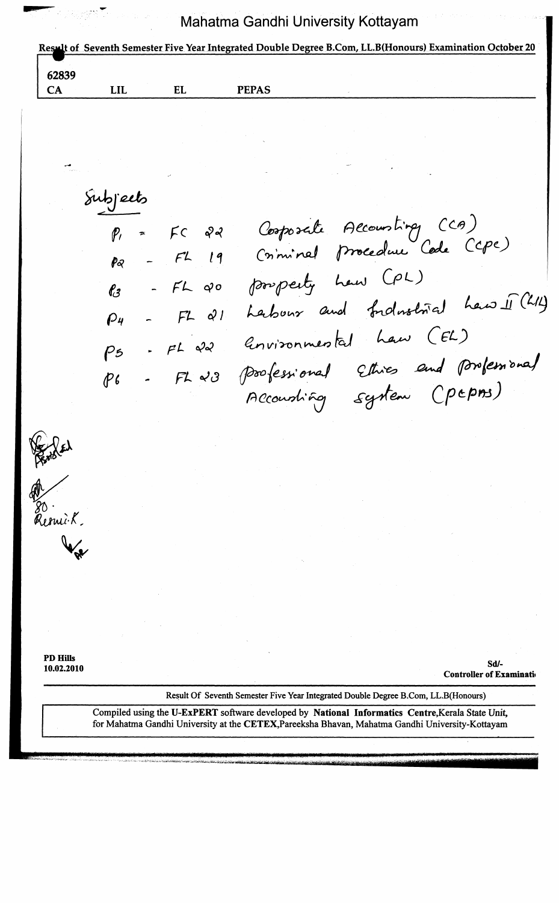# Mahatma Gandhi University Kottayam

**Result of Seventh Semester Five Year Integrated Double Degree B.Com, LL.B(Honours) Examination October 20**

| | | | |
|---|---|---|---|
| **62839** | | | |
| **CA** | **LIL** | **EL** | **PEPAS** |

Subjects

P1 = FC 22 Corporate Accounting (CA)

P2 - FL 19 Criminal Procedure Code (CPC)

P3 - FL 20 Property Law (PL)

P4 - FL 21 Labour and Industrial Law II (LIL)

P5 - FL 22 Environmental Law (EL)

P6 - FL 23 Professional Ethics and Professional Accounting System (PEPAS)

80.
Remi.K.

**PD Hills**
**10.02.2010**

Sd/-
**Controller of Examinati**

Result Of Seventh Semester Five Year Integrated Double Degree B.Com, LL.B(Honours)

Compiled using the **U-ExPERT** software developed by **National Informatics Centre**, Kerala State Unit, for Mahatma Gandhi University at the **CETEX**, Pareeksha Bhavan, Mahatma Gandhi University-Kottayam